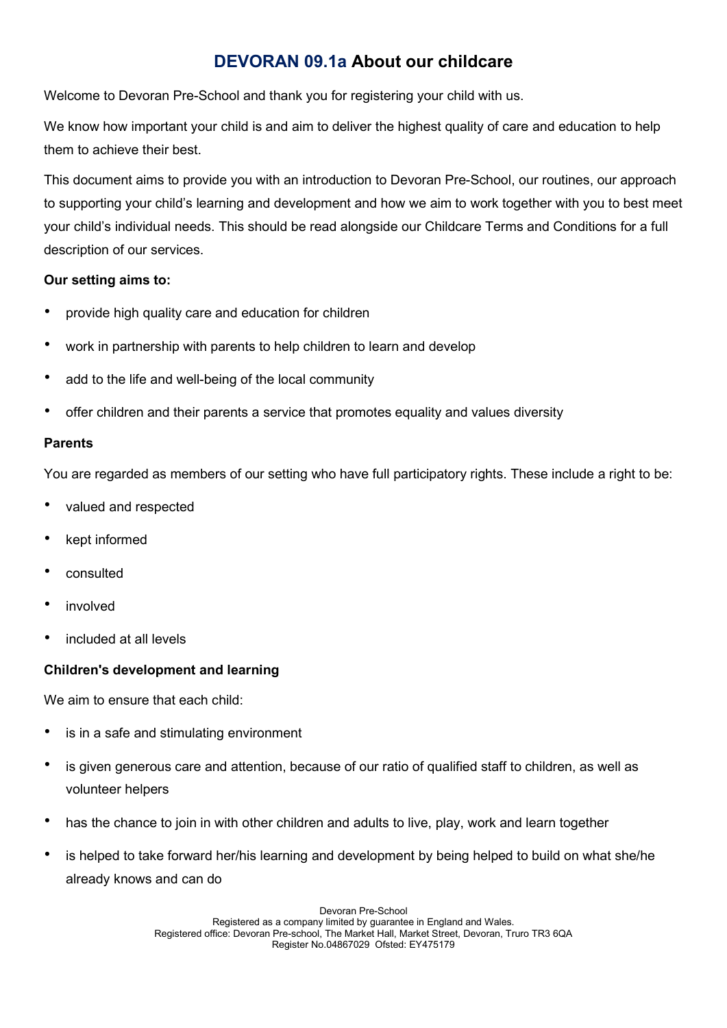# DEVORAN 09.1a About our childcare

Welcome to Devoran Pre-School and thank you for registering your child with us.

We know how important your child is and aim to deliver the highest quality of care and education to help them to achieve their best.

This document aims to provide you with an introduction to Devoran Pre-School, our routines, our approach to supporting your child's learning and development and how we aim to work together with you to best meet your child's individual needs. This should be read alongside our Childcare Terms and Conditions for a full description of our services.

**Our setting aims to:**

- provide high quality care and education for children
- work in partnership with parents to help children to learn and develop
- add to the life and well-being of the local community
- offer children and their parents a service that promotes equality and values diversity

**Parents**

You are regarded as members of our setting who have full participatory rights. These include a right to be:

- valued and respected
- kept informed
- consulted
- involved
- included at all levels

**Children's development and learning**

We aim to ensure that each child:

- is in a safe and stimulating environment
- is given generous care and attention, because of our ratio of qualified staff to children, as well as volunteer helpers
- has the chance to join in with other children and adults to live, play, work and learn together
- is helped to take forward her/his learning and development by being helped to build on what she/he already knows and can do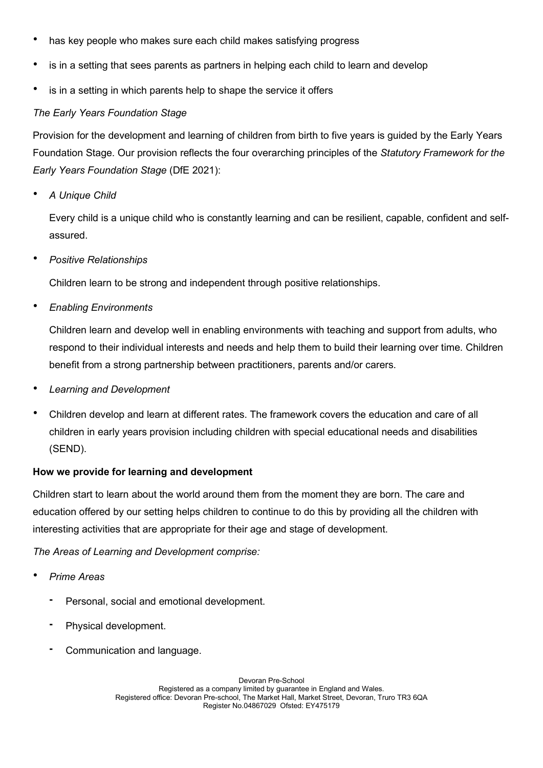- has key people who makes sure each child makes satisfying progress
- is in a setting that sees parents as partners in helping each child to learn and develop
- is in a setting in which parents help to shape the service it offers

*The Early Years Foundation Stage*

Provision for the development and learning of children from birth to five years is guided by the Early Years Foundation Stage. Our provision reflects the four overarching principles of the *Statutory Framework for the Early Years Foundation Stage* (DfE 2021):

- *A Unique Child*

  Every child is a unique child who is constantly learning and can be resilient, capable, confident and self-assured.

- *Positive Relationships*

  Children learn to be strong and independent through positive relationships.

- *Enabling Environments*

  Children learn and develop well in enabling environments with teaching and support from adults, who respond to their individual interests and needs and help them to build their learning over time. Children benefit from a strong partnership between practitioners, parents and/or carers.

- *Learning and Development*
- Children develop and learn at different rates. The framework covers the education and care of all children in early years provision including children with special educational needs and disabilities (SEND).

**How we provide for learning and development**

Children start to learn about the world around them from the moment they are born. The care and education offered by our setting helps children to continue to do this by providing all the children with interesting activities that are appropriate for their age and stage of development.

*The Areas of Learning and Development comprise:*

- *Prime Areas*
  - Personal, social and emotional development.
  - Physical development.
  - Communication and language.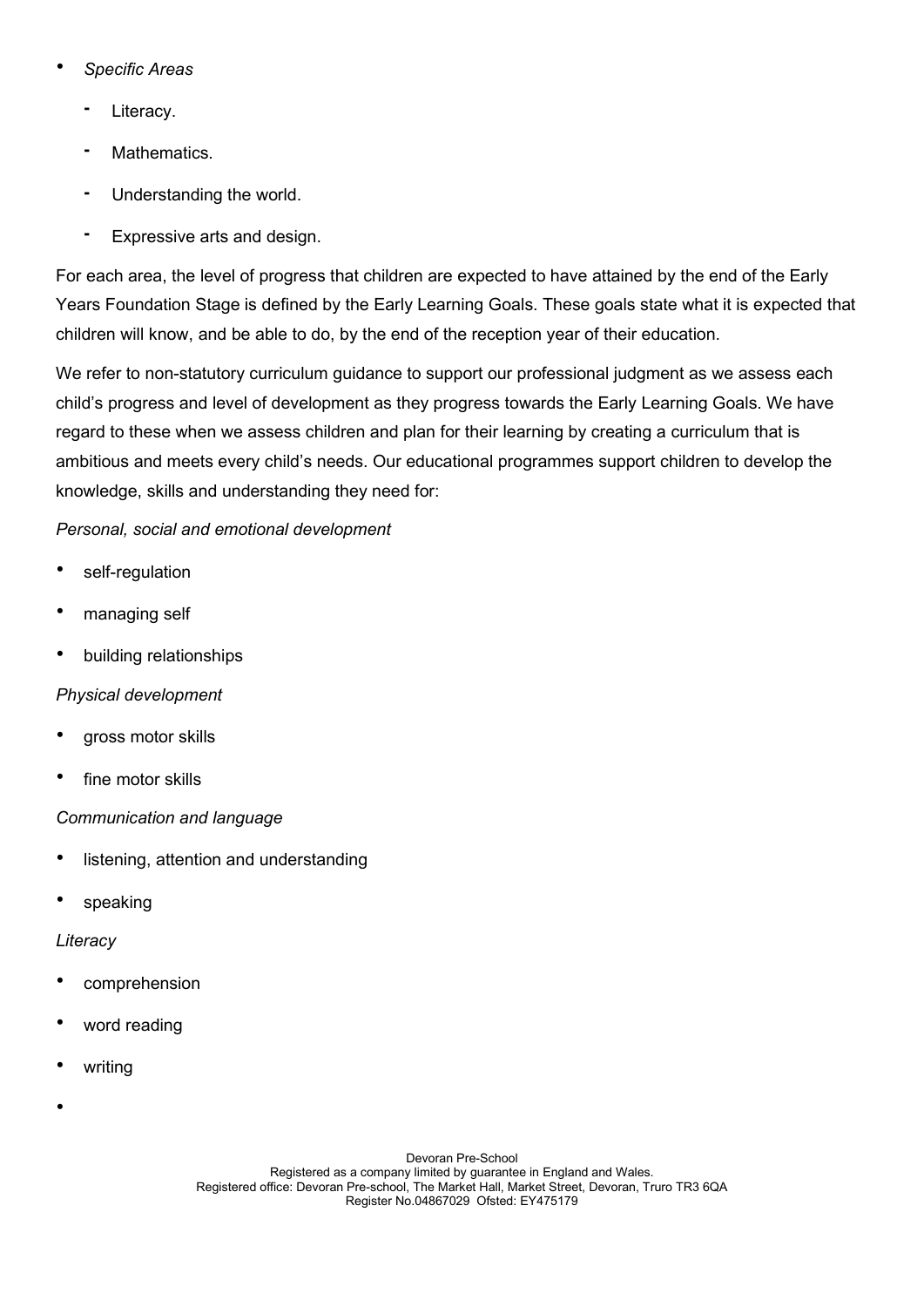- *Specific Areas*
  - Literacy.
  - Mathematics.
  - Understanding the world.
  - Expressive arts and design.

For each area, the level of progress that children are expected to have attained by the end of the Early Years Foundation Stage is defined by the Early Learning Goals. These goals state what it is expected that children will know, and be able to do, by the end of the reception year of their education.

We refer to non-statutory curriculum guidance to support our professional judgment as we assess each child's progress and level of development as they progress towards the Early Learning Goals. We have regard to these when we assess children and plan for their learning by creating a curriculum that is ambitious and meets every child's needs. Our educational programmes support children to develop the knowledge, skills and understanding they need for:

*Personal, social and emotional development*

- self-regulation
- managing self
- building relationships

*Physical development*

- gross motor skills
- fine motor skills

*Communication and language*

- listening, attention and understanding
- speaking

*Literacy*

- comprehension
- word reading
- writing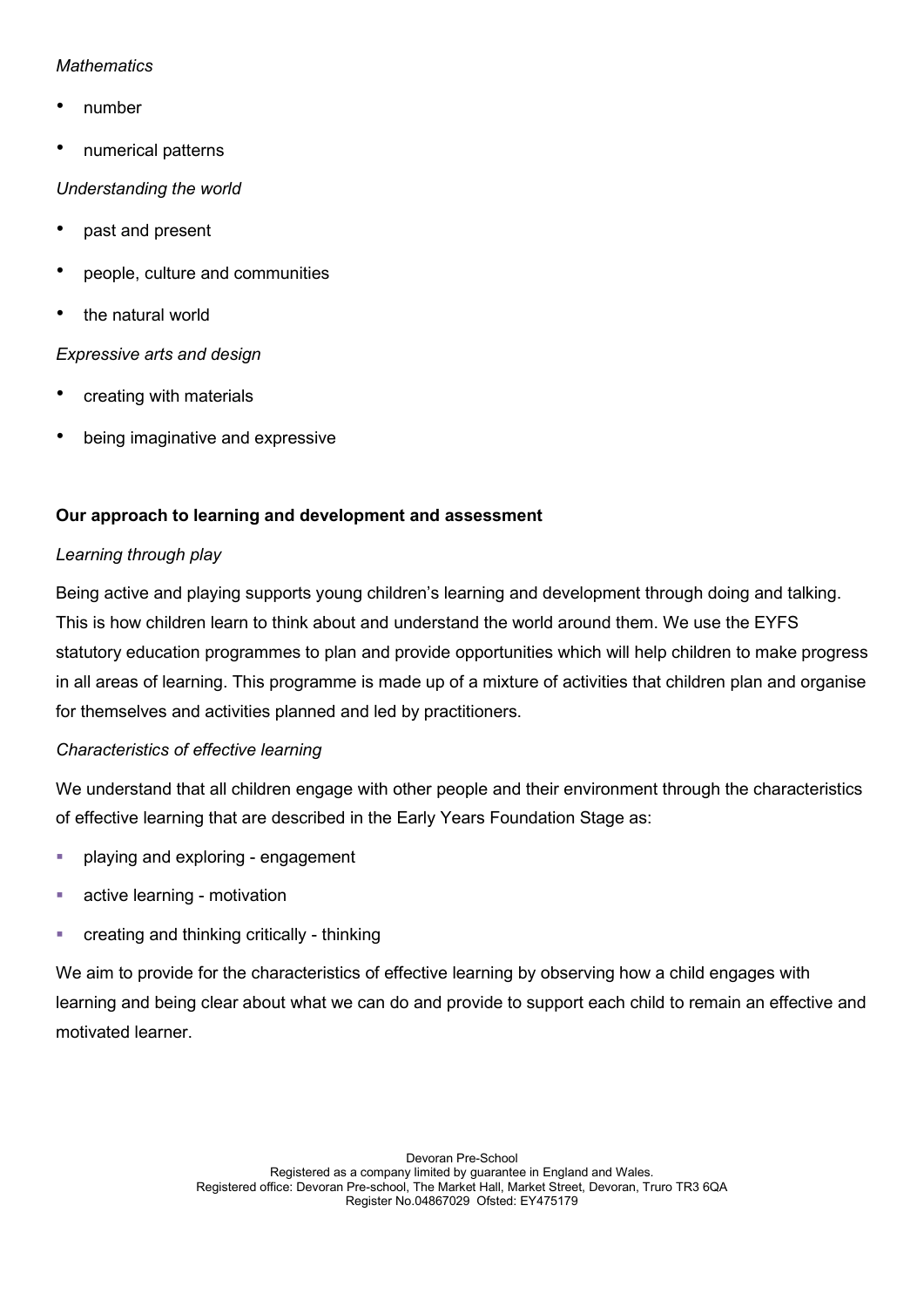*Mathematics*

- number
- numerical patterns

*Understanding the world*

- past and present
- people, culture and communities
- the natural world

*Expressive arts and design*

- creating with materials
- being imaginative and expressive

**Our approach to learning and development and assessment**

*Learning through play*

Being active and playing supports young children's learning and development through doing and talking. This is how children learn to think about and understand the world around them. We use the EYFS statutory education programmes to plan and provide opportunities which will help children to make progress in all areas of learning. This programme is made up of a mixture of activities that children plan and organise for themselves and activities planned and led by practitioners.

*Characteristics of effective learning*

We understand that all children engage with other people and their environment through the characteristics of effective learning that are described in the Early Years Foundation Stage as:

- playing and exploring - engagement
- active learning - motivation
- creating and thinking critically - thinking

We aim to provide for the characteristics of effective learning by observing how a child engages with learning and being clear about what we can do and provide to support each child to remain an effective and motivated learner.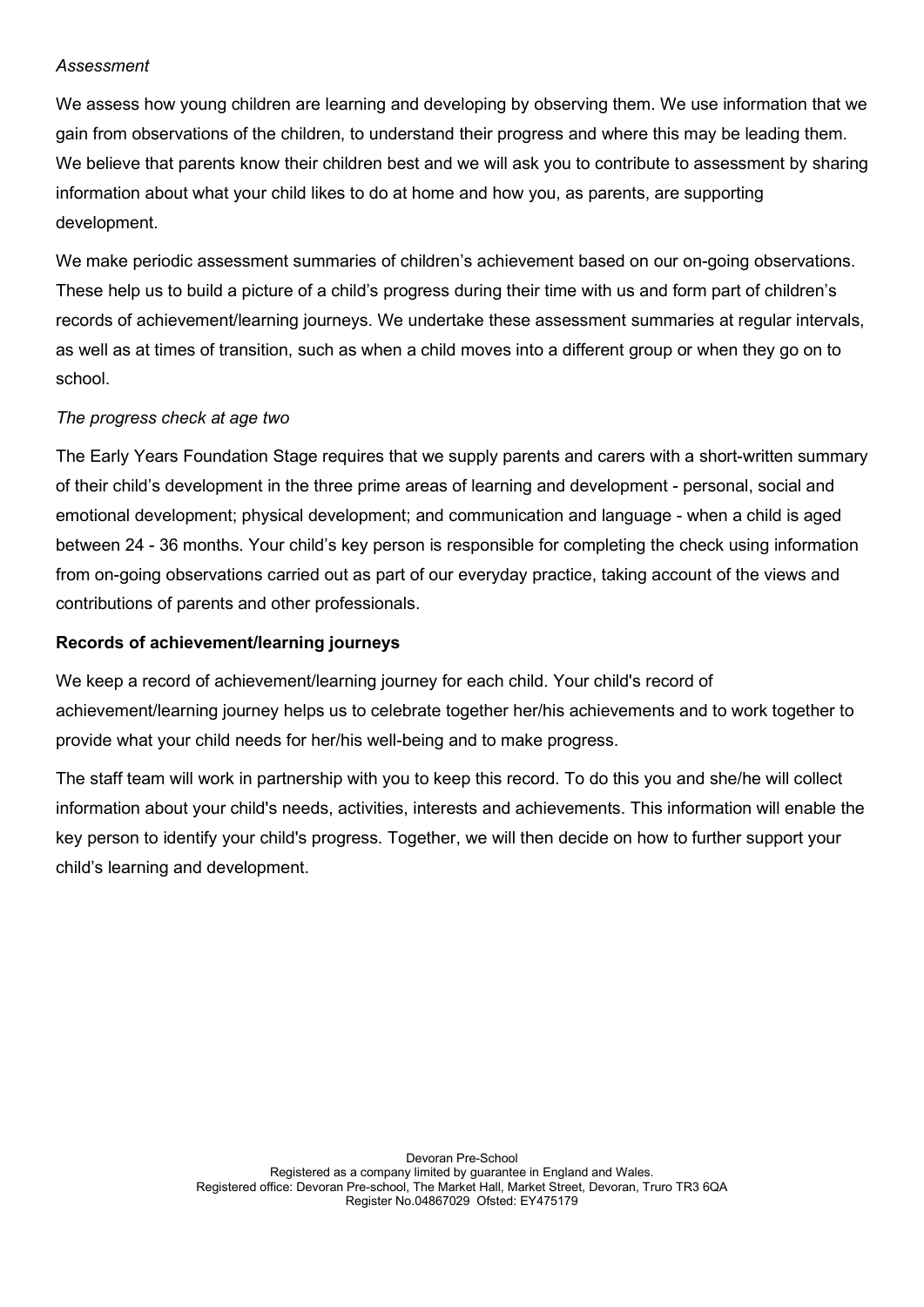*Assessment*

We assess how young children are learning and developing by observing them. We use information that we gain from observations of the children, to understand their progress and where this may be leading them. We believe that parents know their children best and we will ask you to contribute to assessment by sharing information about what your child likes to do at home and how you, as parents, are supporting development.

We make periodic assessment summaries of children's achievement based on our on-going observations. These help us to build a picture of a child's progress during their time with us and form part of children's records of achievement/learning journeys. We undertake these assessment summaries at regular intervals, as well as at times of transition, such as when a child moves into a different group or when they go on to school.

*The progress check at age two*

The Early Years Foundation Stage requires that we supply parents and carers with a short-written summary of their child's development in the three prime areas of learning and development - personal, social and emotional development; physical development; and communication and language - when a child is aged between 24 - 36 months. Your child's key person is responsible for completing the check using information from on-going observations carried out as part of our everyday practice, taking account of the views and contributions of parents and other professionals.

**Records of achievement/learning journeys**

We keep a record of achievement/learning journey for each child. Your child's record of achievement/learning journey helps us to celebrate together her/his achievements and to work together to provide what your child needs for her/his well-being and to make progress.

The staff team will work in partnership with you to keep this record. To do this you and she/he will collect information about your child's needs, activities, interests and achievements. This information will enable the key person to identify your child's progress. Together, we will then decide on how to further support your child's learning and development.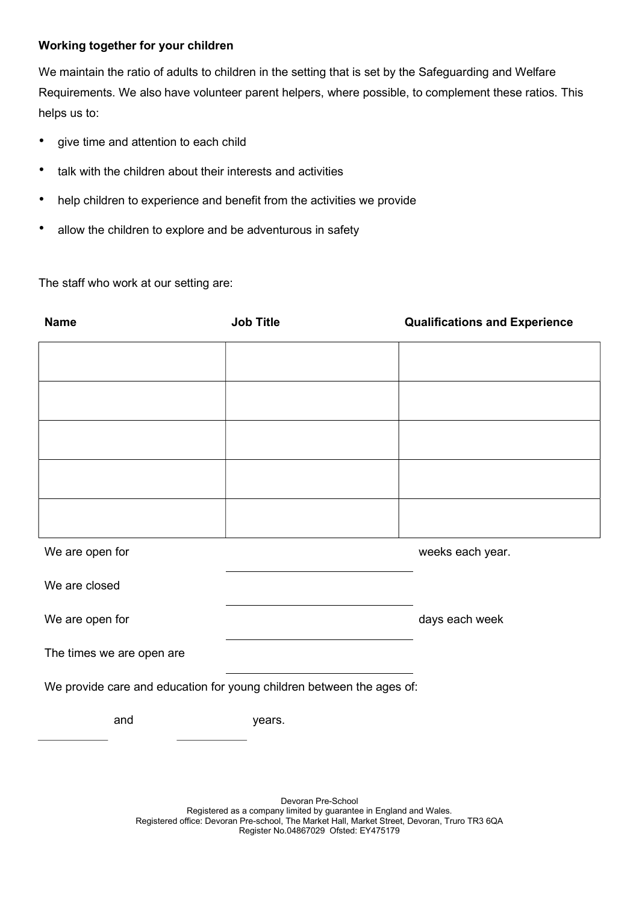**Working together for your children**

We maintain the ratio of adults to children in the setting that is set by the Safeguarding and Welfare Requirements. We also have volunteer parent helpers, where possible, to complement these ratios. This helps us to:

- give time and attention to each child
- talk with the children about their interests and activities
- help children to experience and benefit from the activities we provide
- allow the children to explore and be adventurous in safety

The staff who work at our setting are:

| Name | Job Title | Qualifications and Experience |
|---|---|---|
| | | |
| | | |
| | | |
| | | |
| | | |

We are open for \_\_\_\_\_\_\_\_\_\_\_\_\_\_\_\_\_\_\_\_ weeks each year.

We are closed \_\_\_\_\_\_\_\_\_\_\_\_\_\_\_\_\_\_\_\_

We are open for \_\_\_\_\_\_\_\_\_\_\_\_\_\_\_\_\_\_\_\_ days each week

The times we are open are \_\_\_\_\_\_\_\_\_\_\_\_\_\_\_\_\_\_\_\_

We provide care and education for young children between the ages of:

\_\_\_\_\_\_\_\_ and \_\_\_\_\_\_\_\_ years.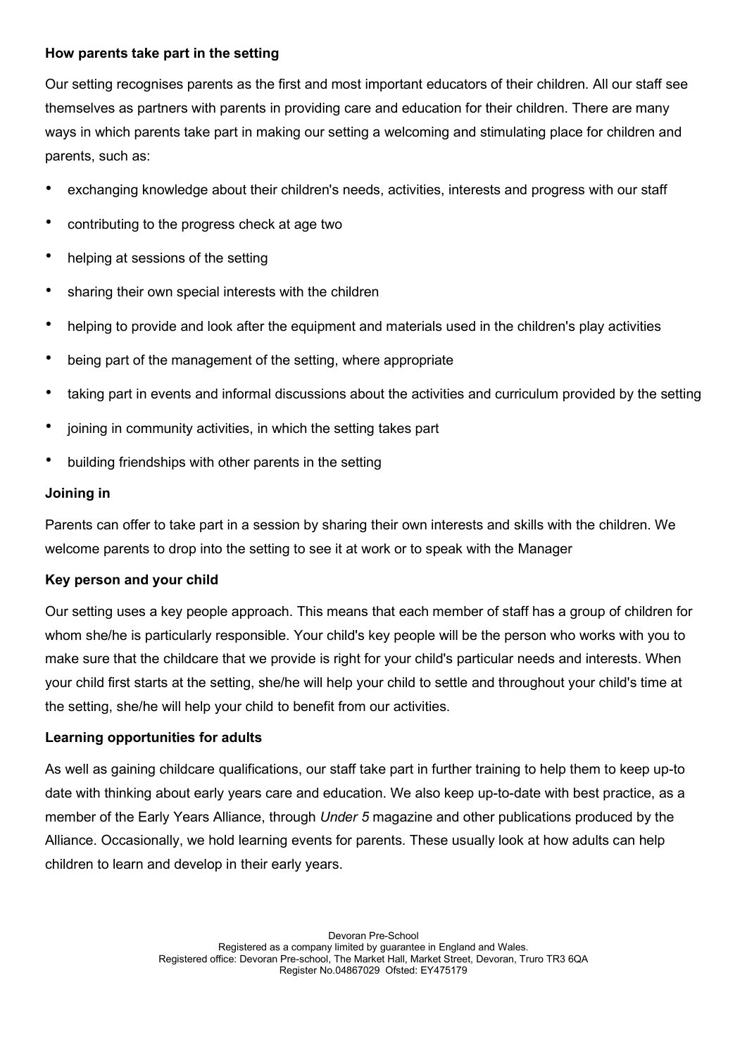**How parents take part in the setting**

Our setting recognises parents as the first and most important educators of their children. All our staff see themselves as partners with parents in providing care and education for their children. There are many ways in which parents take part in making our setting a welcoming and stimulating place for children and parents, such as:

- exchanging knowledge about their children's needs, activities, interests and progress with our staff
- contributing to the progress check at age two
- helping at sessions of the setting
- sharing their own special interests with the children
- helping to provide and look after the equipment and materials used in the children's play activities
- being part of the management of the setting, where appropriate
- taking part in events and informal discussions about the activities and curriculum provided by the setting
- joining in community activities, in which the setting takes part
- building friendships with other parents in the setting

**Joining in**

Parents can offer to take part in a session by sharing their own interests and skills with the children. We welcome parents to drop into the setting to see it at work or to speak with the Manager

**Key person and your child**

Our setting uses a key people approach. This means that each member of staff has a group of children for whom she/he is particularly responsible. Your child's key people will be the person who works with you to make sure that the childcare that we provide is right for your child's particular needs and interests. When your child first starts at the setting, she/he will help your child to settle and throughout your child's time at the setting, she/he will help your child to benefit from our activities.

**Learning opportunities for adults**

As well as gaining childcare qualifications, our staff take part in further training to help them to keep up-to date with thinking about early years care and education. We also keep up-to-date with best practice, as a member of the Early Years Alliance, through *Under 5* magazine and other publications produced by the Alliance. Occasionally, we hold learning events for parents. These usually look at how adults can help children to learn and develop in their early years.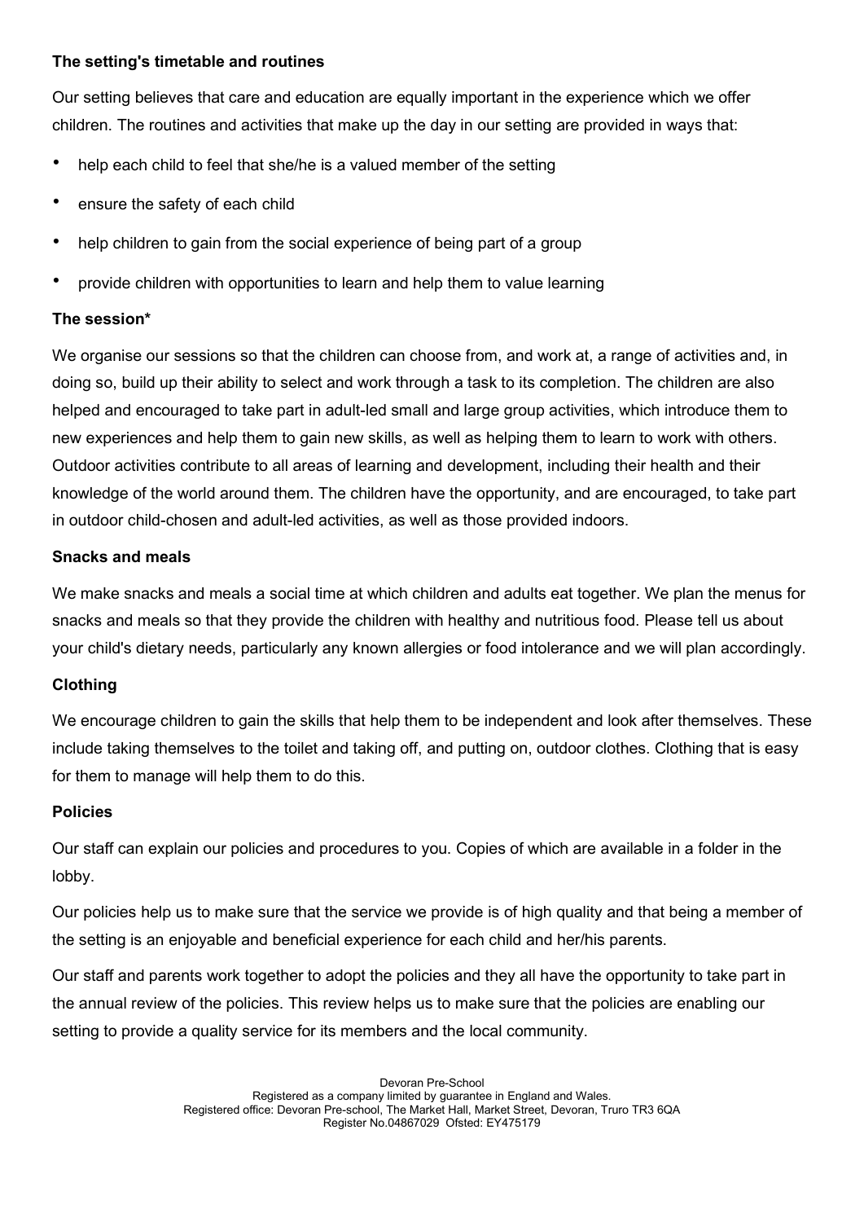**The setting's timetable and routines**

Our setting believes that care and education are equally important in the experience which we offer children. The routines and activities that make up the day in our setting are provided in ways that:

- help each child to feel that she/he is a valued member of the setting
- ensure the safety of each child
- help children to gain from the social experience of being part of a group
- provide children with opportunities to learn and help them to value learning

**The session***

We organise our sessions so that the children can choose from, and work at, a range of activities and, in doing so, build up their ability to select and work through a task to its completion. The children are also helped and encouraged to take part in adult-led small and large group activities, which introduce them to new experiences and help them to gain new skills, as well as helping them to learn to work with others. Outdoor activities contribute to all areas of learning and development, including their health and their knowledge of the world around them. The children have the opportunity, and are encouraged, to take part in outdoor child-chosen and adult-led activities, as well as those provided indoors.

**Snacks and meals**

We make snacks and meals a social time at which children and adults eat together. We plan the menus for snacks and meals so that they provide the children with healthy and nutritious food. Please tell us about your child's dietary needs, particularly any known allergies or food intolerance and we will plan accordingly.

**Clothing**

We encourage children to gain the skills that help them to be independent and look after themselves. These include taking themselves to the toilet and taking off, and putting on, outdoor clothes. Clothing that is easy for them to manage will help them to do this.

**Policies**

Our staff can explain our policies and procedures to you. Copies of which are available in a folder in the lobby.

Our policies help us to make sure that the service we provide is of high quality and that being a member of the setting is an enjoyable and beneficial experience for each child and her/his parents.

Our staff and parents work together to adopt the policies and they all have the opportunity to take part in the annual review of the policies. This review helps us to make sure that the policies are enabling our setting to provide a quality service for its members and the local community.

Devoran Pre-School
Registered as a company limited by guarantee in England and Wales.
Registered office: Devoran Pre-school, The Market Hall, Market Street, Devoran, Truro TR3 6QA
Register No.04867029 Ofsted: EY475179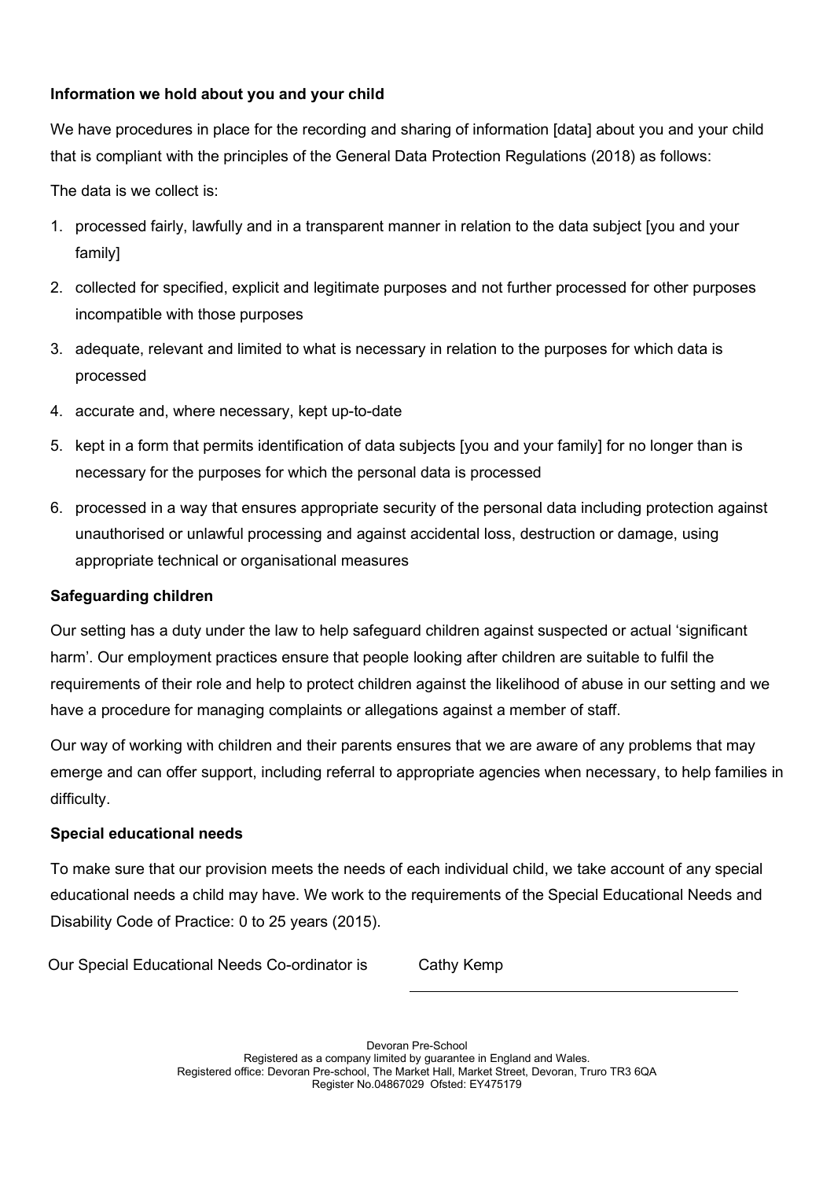**Information we hold about you and your child**

We have procedures in place for the recording and sharing of information [data] about you and your child that is compliant with the principles of the General Data Protection Regulations (2018) as follows:

The data is we collect is:

1. processed fairly, lawfully and in a transparent manner in relation to the data subject [you and your family]
2. collected for specified, explicit and legitimate purposes and not further processed for other purposes incompatible with those purposes
3. adequate, relevant and limited to what is necessary in relation to the purposes for which data is processed
4. accurate and, where necessary, kept up-to-date
5. kept in a form that permits identification of data subjects [you and your family] for no longer than is necessary for the purposes for which the personal data is processed
6. processed in a way that ensures appropriate security of the personal data including protection against unauthorised or unlawful processing and against accidental loss, destruction or damage, using appropriate technical or organisational measures

**Safeguarding children**

Our setting has a duty under the law to help safeguard children against suspected or actual 'significant harm'. Our employment practices ensure that people looking after children are suitable to fulfil the requirements of their role and help to protect children against the likelihood of abuse in our setting and we have a procedure for managing complaints or allegations against a member of staff.

Our way of working with children and their parents ensures that we are aware of any problems that may emerge and can offer support, including referral to appropriate agencies when necessary, to help families in difficulty.

**Special educational needs**

To make sure that our provision meets the needs of each individual child, we take account of any special educational needs a child may have. We work to the requirements of the Special Educational Needs and Disability Code of Practice: 0 to 25 years (2015).

Our Special Educational Needs Co-ordinator is Cathy Kemp

Devoran Pre-School
Registered as a company limited by guarantee in England and Wales.
Registered office: Devoran Pre-school, The Market Hall, Market Street, Devoran, Truro TR3 6QA
Register No.04867029 Ofsted: EY475179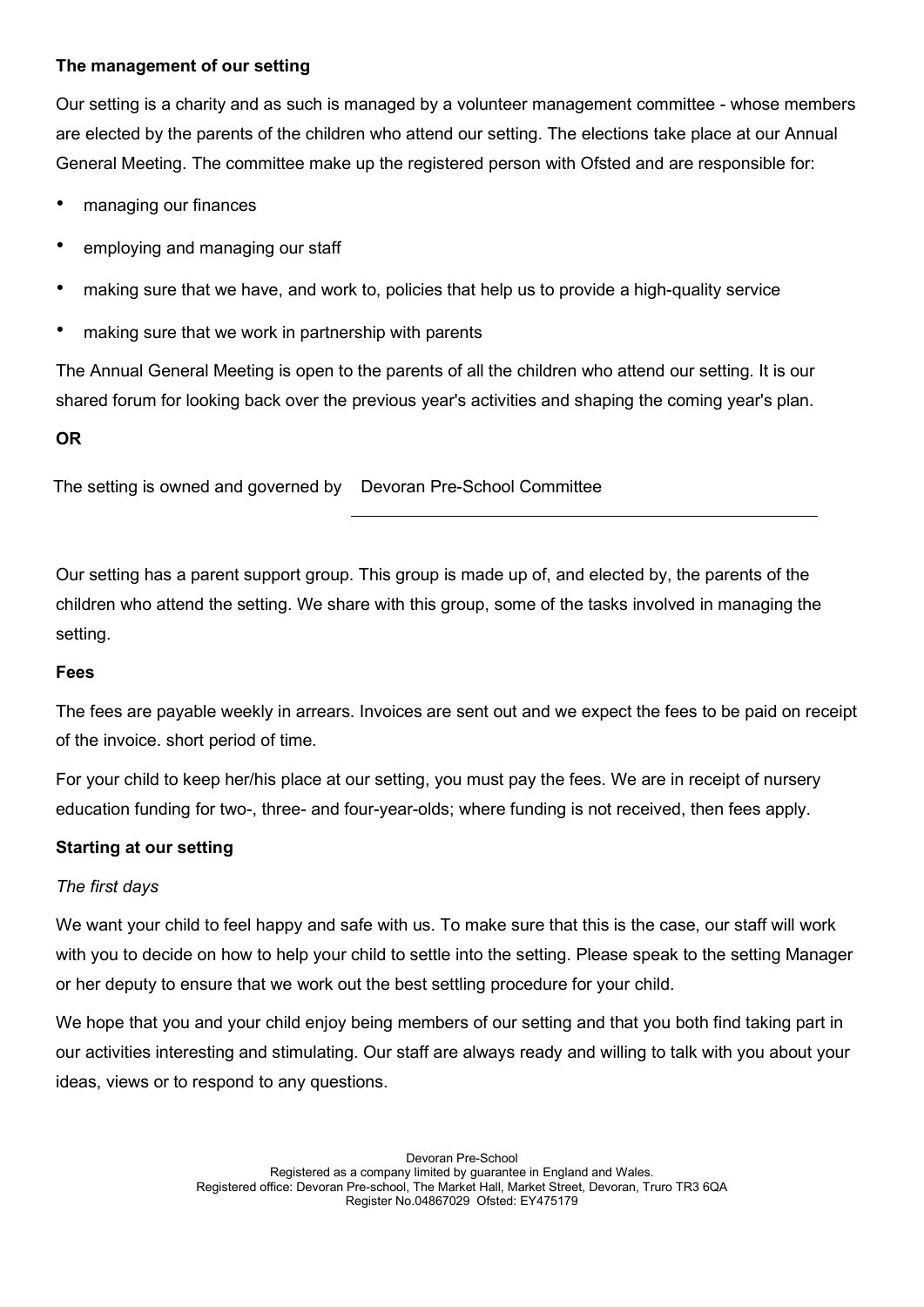**The management of our setting**

Our setting is a charity and as such is managed by a volunteer management committee - whose members are elected by the parents of the children who attend our setting. The elections take place at our Annual General Meeting. The committee make up the registered person with Ofsted and are responsible for:

- managing our finances
- employing and managing our staff
- making sure that we have, and work to, policies that help us to provide a high-quality service
- making sure that we work in partnership with parents

The Annual General Meeting is open to the parents of all the children who attend our setting. It is our shared forum for looking back over the previous year's activities and shaping the coming year's plan.

**OR**

The setting is owned and governed by Devoran Pre-School Committee

Our setting has a parent support group. This group is made up of, and elected by, the parents of the children who attend the setting. We share with this group, some of the tasks involved in managing the setting.

**Fees**

The fees are payable weekly in arrears. Invoices are sent out and we expect the fees to be paid on receipt of the invoice. short period of time.

For your child to keep her/his place at our setting, you must pay the fees. We are in receipt of nursery education funding for two-, three- and four-year-olds; where funding is not received, then fees apply.

**Starting at our setting**

*The first days*

We want your child to feel happy and safe with us. To make sure that this is the case, our staff will work with you to decide on how to help your child to settle into the setting. Please speak to the setting Manager or her deputy to ensure that we work out the best settling procedure for your child.

We hope that you and your child enjoy being members of our setting and that you both find taking part in our activities interesting and stimulating. Our staff are always ready and willing to talk with you about your ideas, views or to respond to any questions.